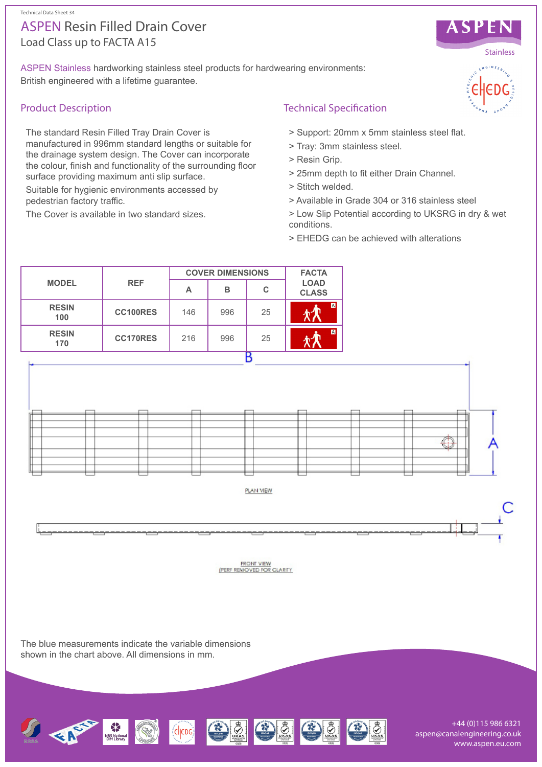Technical Data Sheet 34

# ASPEN Resin Filled Drain Cover

Load Class up to FACTA A15

ASPEN Stainless hardworking stainless steel products for hardwearing environments: British engineered with a lifetime guarantee.

## Product Description

The standard Resin Filled Tray Drain Cover is manufactured in 996mm standard lengths or suitable for the drainage system design. The Cover can incorporate the colour, finish and functionality of the surrounding floor surface providing maximum anti slip surface.

Suitable for hygienic environments accessed by pedestrian factory traffic.

The Cover is available in two standard sizes.

## Technical Specification

> Support: 20mm x 5mm stainless steel flat.

> Tray: 3mm stainless steel.

> Resin Grip.

> 25mm depth to fit either Drain Channel.

> Stitch welded.

> Available in Grade 304 or 316 stainless steel

> Low Slip Potential according to UKSRG in dry & wet conditions.

> EHEDG can be achieved with alterations

| MODEL | REF | COVER DIMENSIONS | | | FACTA LOAD CLASS |
|---|---|---|---|---|---|
| | | A | B | C | |
| RESIN 100 | CC100RES | 146 | 996 | 25 | A |
| RESIN 170 | CC170RES | 216 | 996 | 25 | A |

PLAN VIEW

FRONT VIEW
(PERF REMOVED FOR CLARITY

The blue measurements indicate the variable dimensions shown in the chart above. All dimensions in mm.

+44 (0)115 986 6321
aspen@canalengineering.co.uk
www.aspen.eu.com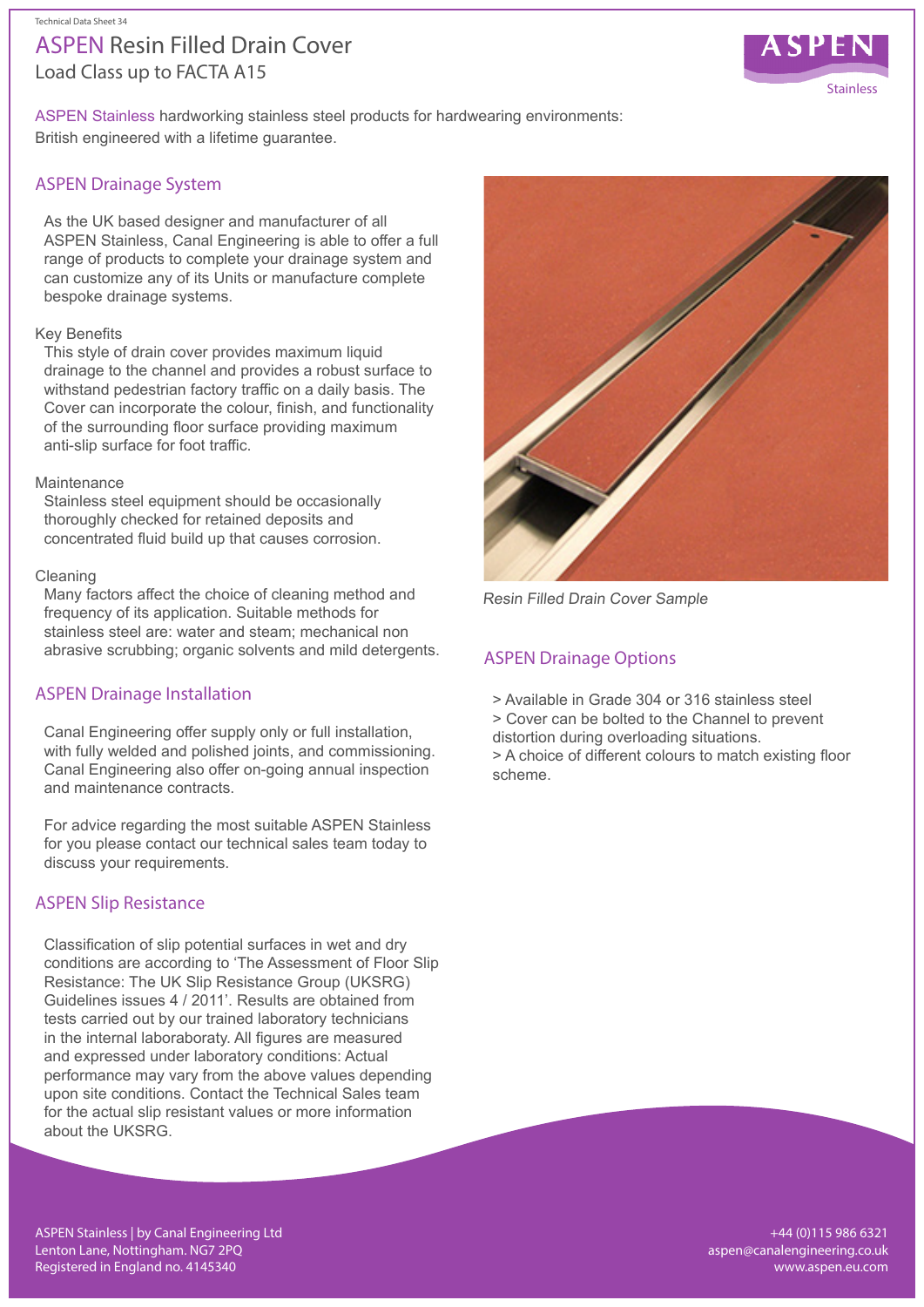Technical Data Sheet 34

# ASPEN Resin Filled Drain Cover

Load Class up to FACTA A15

ASPEN Stainless hardworking stainless steel products for hardwearing environments: British engineered with a lifetime guarantee.

## ASPEN Drainage System

As the UK based designer and manufacturer of all ASPEN Stainless, Canal Engineering is able to offer a full range of products to complete your drainage system and can customize any of its Units or manufacture complete bespoke drainage systems.

### Key Benefits

This style of drain cover provides maximum liquid drainage to the channel and provides a robust surface to withstand pedestrian factory traffic on a daily basis. The Cover can incorporate the colour, finish, and functionality of the surrounding floor surface providing maximum anti-slip surface for foot traffic.

### Maintenance

Stainless steel equipment should be occasionally thoroughly checked for retained deposits and concentrated fluid build up that causes corrosion.

### Cleaning

Many factors affect the choice of cleaning method and frequency of its application. Suitable methods for stainless steel are: water and steam; mechanical non abrasive scrubbing; organic solvents and mild detergents.

## ASPEN Drainage Installation

Canal Engineering offer supply only or full installation, with fully welded and polished joints, and commissioning. Canal Engineering also offer on-going annual inspection and maintenance contracts.

For advice regarding the most suitable ASPEN Stainless for you please contact our technical sales team today to discuss your requirements.

## ASPEN Slip Resistance

Classification of slip potential surfaces in wet and dry conditions are according to 'The Assessment of Floor Slip Resistance: The UK Slip Resistance Group (UKSRG) Guidelines issues 4 / 2011'. Results are obtained from tests carried out by our trained laboratory technicians in the internal laboraboraty. All figures are measured and expressed under laboratory conditions: Actual performance may vary from the above values depending upon site conditions. Contact the Technical Sales team for the actual slip resistant values or more information about the UKSRG.

*Resin Filled Drain Cover Sample*

## ASPEN Drainage Options

- Available in Grade 304 or 316 stainless steel
- Cover can be bolted to the Channel to prevent distortion during overloading situations.
- A choice of different colours to match existing floor scheme.

ASPEN Stainless | by Canal Engineering Ltd
Lenton Lane, Nottingham. NG7 2PQ
Registered in England no. 4145340

+44 (0)115 986 6321
aspen@canalengineering.co.uk
www.aspen.eu.com